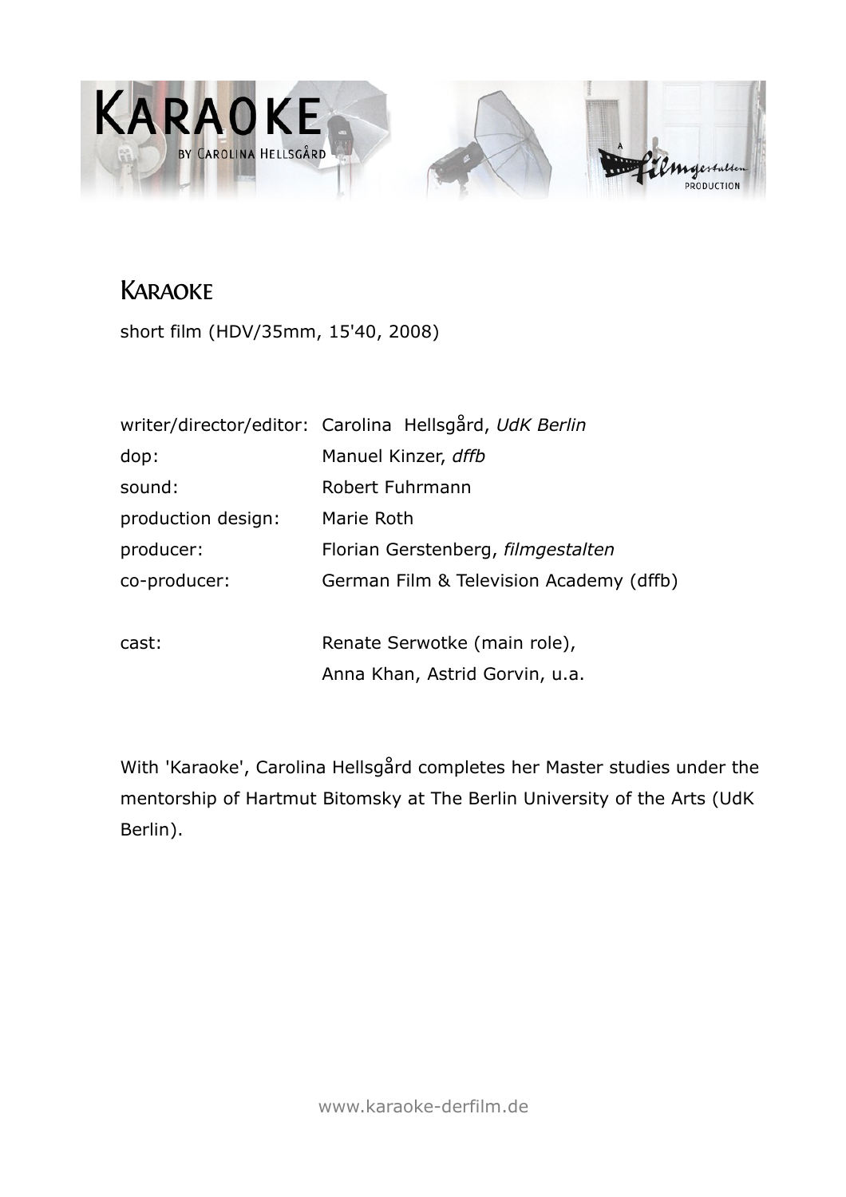# KARAOKE

short film (HDV/35mm, 15'40, 2008)

| | |
|---|---|
| writer/director/editor: | Carolina Hellsgård, *UdK Berlin* |
| dop: | Manuel Kinzer, *dffb* |
| sound: | Robert Fuhrmann |
| production design: | Marie Roth |
| producer: | Florian Gerstenberg, *filmgestalten* |
| co-producer: | German Film & Television Academy (dffb) |
| | |
| cast: | Renate Serwotke (main role), Anna Khan, Astrid Gorvin, u.a. |

With 'Karaoke', Carolina Hellsgård completes her Master studies under the mentorship of Hartmut Bitomsky at The Berlin University of the Arts (UdK Berlin).

www.karaoke-derfilm.de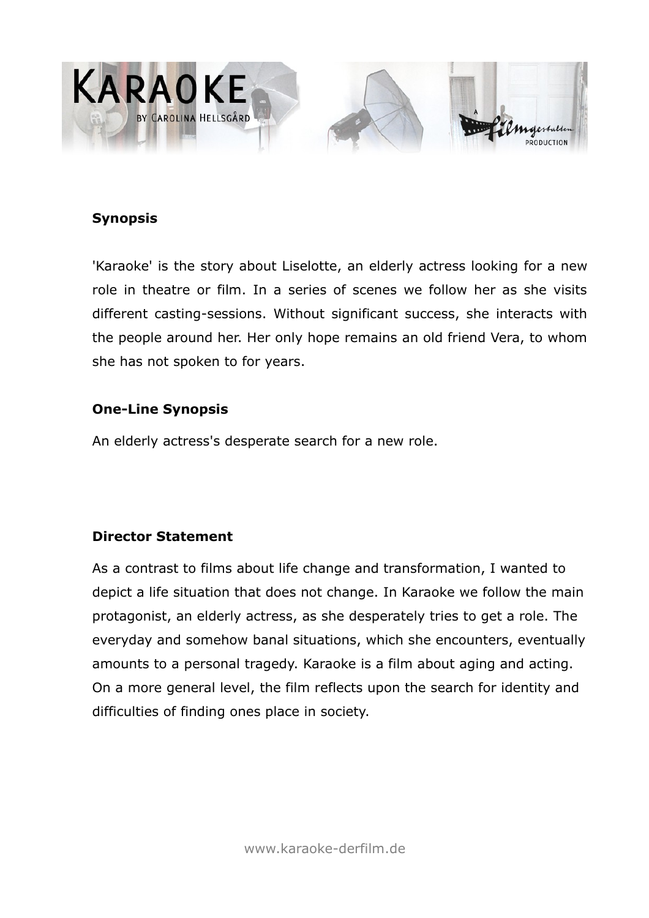**Synopsis**

'Karaoke' is the story about Liselotte, an elderly actress looking for a new role in theatre or film. In a series of scenes we follow her as she visits different casting-sessions. Without significant success, she interacts with the people around her. Her only hope remains an old friend Vera, to whom she has not spoken to for years.

**One-Line Synopsis**

An elderly actress's desperate search for a new role.

**Director Statement**

As a contrast to films about life change and transformation, I wanted to depict a life situation that does not change. In Karaoke we follow the main protagonist, an elderly actress, as she desperately tries to get a role. The everyday and somehow banal situations, which she encounters, eventually amounts to a personal tragedy. Karaoke is a film about aging and acting. On a more general level, the film reflects upon the search for identity and difficulties of finding ones place in society.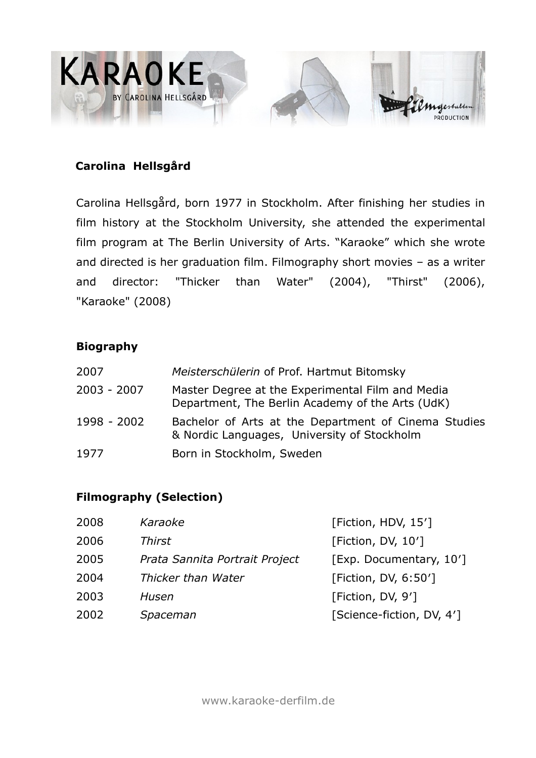## Carolina Hellsgård

Carolina Hellsgård, born 1977 in Stockholm. After finishing her studies in film history at the Stockholm University, she attended the experimental film program at The Berlin University of Arts. "Karaoke" which she wrote and directed is her graduation film. Filmography short movies – as a writer and director: "Thicker than Water" (2004), "Thirst" (2006), "Karaoke" (2008)

### Biography

| | |
|---|---|
| 2007 | *Meisterschülerin* of Prof. Hartmut Bitomsky |
| 2003 - 2007 | Master Degree at the Experimental Film and Media Department, The Berlin Academy of the Arts (UdK) |
| 1998 - 2002 | Bachelor of Arts at the Department of Cinema Studies & Nordic Languages, University of Stockholm |
| 1977 | Born in Stockholm, Sweden |

### Filmography (Selection)

| | | |
|---|---|---|
| 2008 | *Karaoke* | [Fiction, HDV, 15'] |
| 2006 | *Thirst* | [Fiction, DV, 10'] |
| 2005 | *Prata Sannita Portrait Project* | [Exp. Documentary, 10'] |
| 2004 | *Thicker than Water* | [Fiction, DV, 6:50'] |
| 2003 | *Husen* | [Fiction, DV, 9'] |
| 2002 | *Spaceman* | [Science-fiction, DV, 4'] |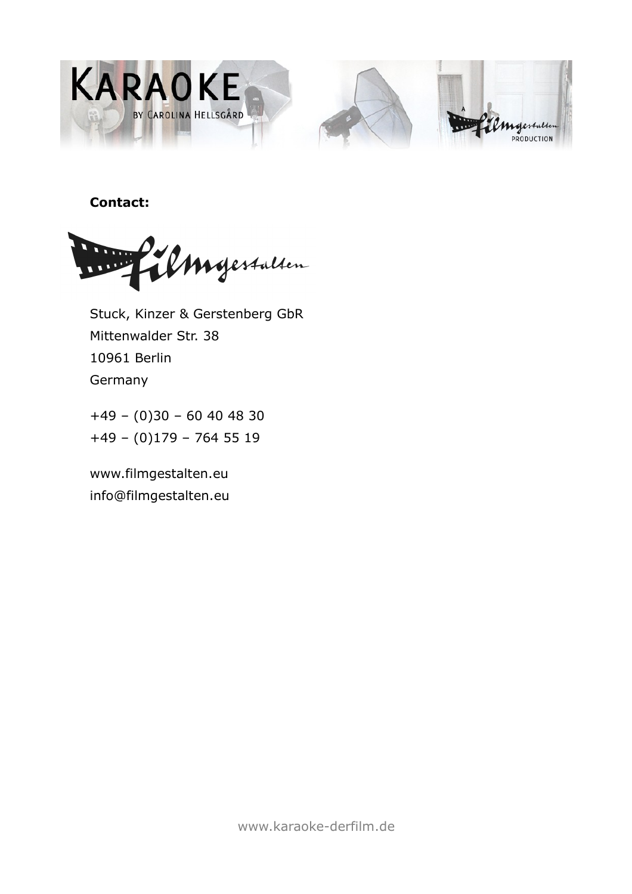**Contact:**

Stuck, Kinzer & Gerstenberg GbR
Mittenwalder Str. 38
10961 Berlin
Germany

+49 – (0)30 – 60 40 48 30
+49 – (0)179 – 764 55 19

www.filmgestalten.eu
info@filmgestalten.eu